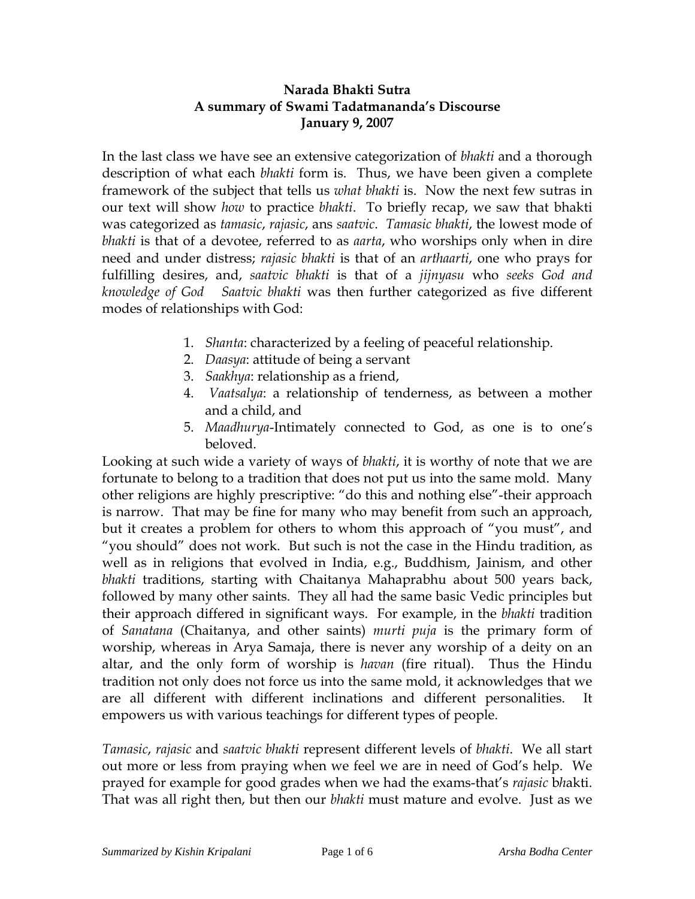**Narada Bhakti Sutra**
**A summary of Swami Tadatmananda's Discourse**
**January 9, 2007**

In the last class we have see an extensive categorization of *bhakti* and a thorough description of what each *bhakti* form is. Thus, we have been given a complete framework of the subject that tells us *what bhakti* is. Now the next few sutras in our text will show *how* to practice *bhakti*. To briefly recap, we saw that bhakti was categorized as *tamasic*, *rajasic*, ans *saatvic*. *Tamasic bhakti*, the lowest mode of *bhakti* is that of a devotee, referred to as *aarta*, who worships only when in dire need and under distress; *rajasic bhakti* is that of an *arthaarti*, one who prays for fulfilling desires, and, *saatvic bhakti* is that of a *jijnyasu* who *seeks God and knowledge of God* *Saatvic bhakti* was then further categorized as five different modes of relationships with God:

1. *Shanta*: characterized by a feeling of peaceful relationship.
2. *Daasya*: attitude of being a servant
3. *Saakhya*: relationship as a friend,
4. *Vaatsalya*: a relationship of tenderness, as between a mother and a child, and
5. *Maadhurya*-Intimately connected to God, as one is to one's beloved.

Looking at such wide a variety of ways of *bhakti*, it is worthy of note that we are fortunate to belong to a tradition that does not put us into the same mold. Many other religions are highly prescriptive: "do this and nothing else"-their approach is narrow. That may be fine for many who may benefit from such an approach, but it creates a problem for others to whom this approach of "you must", and "you should" does not work. But such is not the case in the Hindu tradition, as well as in religions that evolved in India, e.g., Buddhism, Jainism, and other *bhakti* traditions, starting with Chaitanya Mahaprabhu about 500 years back, followed by many other saints. They all had the same basic Vedic principles but their approach differed in significant ways. For example, in the *bhakti* tradition of *Sanatana* (Chaitanya, and other saints) *murti puja* is the primary form of worship, whereas in Arya Samaja, there is never any worship of a deity on an altar, and the only form of worship is *havan* (fire ritual). Thus the Hindu tradition not only does not force us into the same mold, it acknowledges that we are all different with different inclinations and different personalities. It empowers us with various teachings for different types of people.

*Tamasic*, *rajasic* and *saatvic bhakti* represent different levels of *bhakti*. We all start out more or less from praying when we feel we are in need of God's help. We prayed for example for good grades when we had the exams-that's *rajasic* b*h*akti. That was all right then, but then our *bhakti* must mature and evolve. Just as we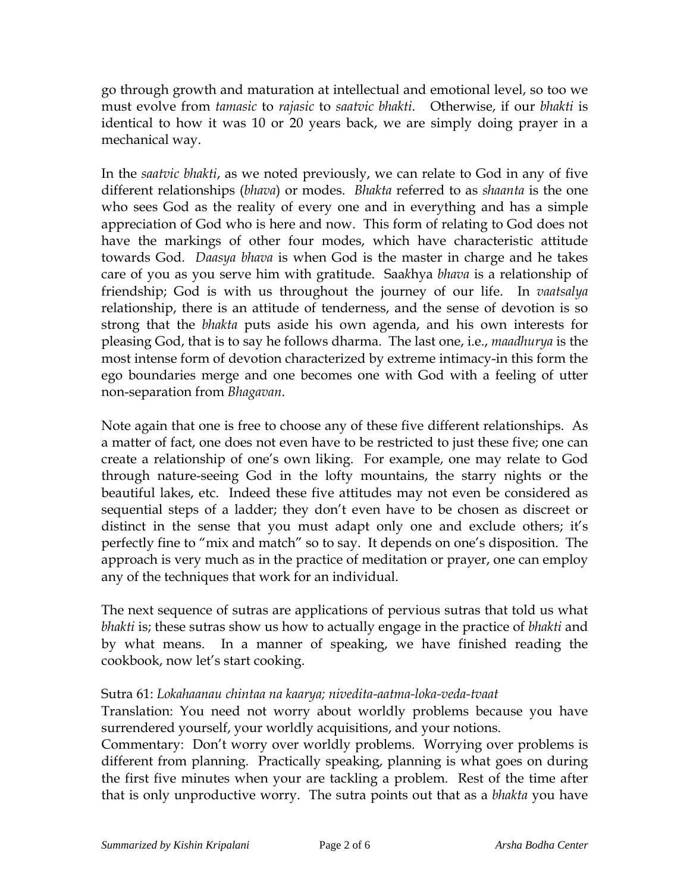go through growth and maturation at intellectual and emotional level, so too we must evolve from *tamasic* to *rajasic* to *saatvic bhakti*. Otherwise, if our *bhakti* is identical to how it was 10 or 20 years back, we are simply doing prayer in a mechanical way.

In the *saatvic bhakti*, as we noted previously, we can relate to God in any of five different relationships (*bhava*) or modes. *Bhakta* referred to as *shaanta* is the one who sees God as the reality of every one and in everything and has a simple appreciation of God who is here and now. This form of relating to God does not have the markings of other four modes, which have characteristic attitude towards God. *Daasya bhava* is when God is the master in charge and he takes care of you as you serve him with gratitude. Saa*k*hya *bhava* is a relationship of friendship; God is with us throughout the journey of our life. In *vaatsalya* relationship, there is an attitude of tenderness, and the sense of devotion is so strong that the *bhakta* puts aside his own agenda, and his own interests for pleasing God, that is to say he follows dharma. The last one, i.e., *maadhurya* is the most intense form of devotion characterized by extreme intimacy-in this form the ego boundaries merge and one becomes one with God with a feeling of utter non-separation from *Bhagavan*.

Note again that one is free to choose any of these five different relationships. As a matter of fact, one does not even have to be restricted to just these five; one can create a relationship of one's own liking. For example, one may relate to God through nature-seeing God in the lofty mountains, the starry nights or the beautiful lakes, etc. Indeed these five attitudes may not even be considered as sequential steps of a ladder; they don't even have to be chosen as discreet or distinct in the sense that you must adapt only one and exclude others; it's perfectly fine to "mix and match" so to say. It depends on one's disposition. The approach is very much as in the practice of meditation or prayer, one can employ any of the techniques that work for an individual.

The next sequence of sutras are applications of pervious sutras that told us what *bhakti* is; these sutras show us how to actually engage in the practice of *bhakti* and by what means. In a manner of speaking, we have finished reading the cookbook, now let's start cooking.

Sutra 61: *Lokahaanau chintaa na kaarya; nivedita-aatma-loka-veda-tvaat*
Translation: You need not worry about worldly problems because you have surrendered yourself, your worldly acquisitions, and your notions.
Commentary: Don't worry over worldly problems. Worrying over problems is different from planning. Practically speaking, planning is what goes on during the first five minutes when your are tackling a problem. Rest of the time after that is only unproductive worry. The sutra points out that as a *bhakta* you have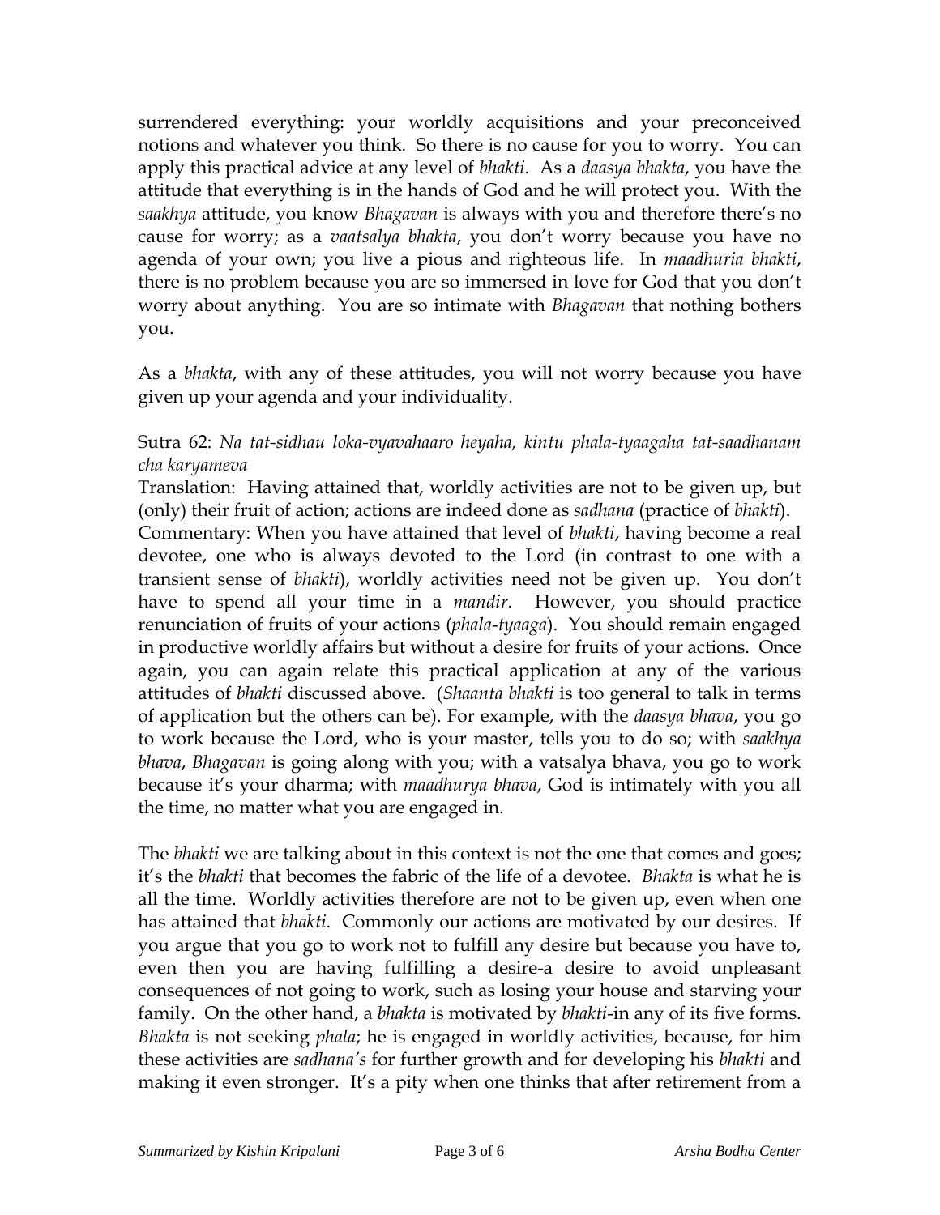surrendered everything: your worldly acquisitions and your preconceived notions and whatever you think. So there is no cause for you to worry. You can apply this practical advice at any level of *bhakti*. As a *daasya bhakta*, you have the attitude that everything is in the hands of God and he will protect you. With the *saakhya* attitude, you know *Bhagavan* is always with you and therefore there's no cause for worry; as a *vaatsalya bhakta*, you don't worry because you have no agenda of your own; you live a pious and righteous life. In *maadhuria bhakti*, there is no problem because you are so immersed in love for God that you don't worry about anything. You are so intimate with *Bhagavan* that nothing bothers you.

As a *bhakta*, with any of these attitudes, you will not worry because you have given up your agenda and your individuality.

Sutra 62: *Na tat-sidhau loka-vyavahaaro heyaha, kintu phala-tyaagaha tat-saadhanam cha karyameva*

Translation: Having attained that, worldly activities are not to be given up, but (only) their fruit of action; actions are indeed done as *sadhana* (practice of *bhakti*).

Commentary: When you have attained that level of *bhakti*, having become a real devotee, one who is always devoted to the Lord (in contrast to one with a transient sense of *bhakti*), worldly activities need not be given up. You don't have to spend all your time in a *mandir*. However, you should practice renunciation of fruits of your actions (*phala-tyaaga*). You should remain engaged in productive worldly affairs but without a desire for fruits of your actions. Once again, you can again relate this practical application at any of the various attitudes of *bhakti* discussed above. (*Shaanta bhakti* is too general to talk in terms of application but the others can be). For example, with the *daasya bhava*, you go to work because the Lord, who is your master, tells you to do so; with *saakhya bhava*, *Bhagavan* is going along with you; with a vatsalya bhava, you go to work because it's your dharma; with *maadhurya bhava*, God is intimately with you all the time, no matter what you are engaged in.

The *bhakti* we are talking about in this context is not the one that comes and goes; it's the *bhakti* that becomes the fabric of the life of a devotee. *Bhakta* is what he is all the time. Worldly activities therefore are not to be given up, even when one has attained that *bhakti*. Commonly our actions are motivated by our desires. If you argue that you go to work not to fulfill any desire but because you have to, even then you are having fulfilling a desire-a desire to avoid unpleasant consequences of not going to work, such as losing your house and starving your family. On the other hand, a *bhakta* is motivated by *bhakti*-in any of its five forms. *Bhakta* is not seeking *phala*; he is engaged in worldly activities, because, for him these activities are *sadhana's* for further growth and for developing his *bhakti* and making it even stronger. It's a pity when one thinks that after retirement from a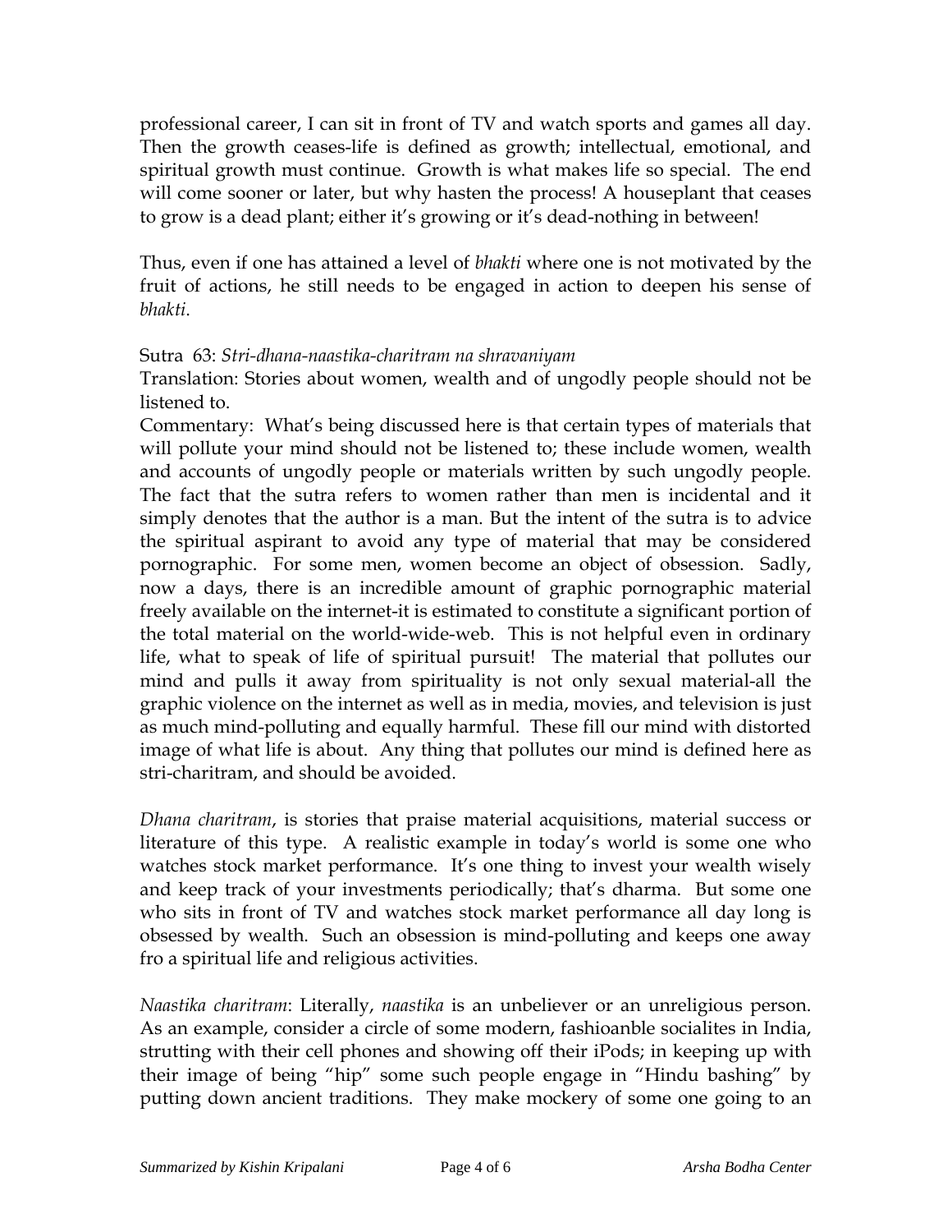professional career, I can sit in front of TV and watch sports and games all day. Then the growth ceases-life is defined as growth; intellectual, emotional, and spiritual growth must continue. Growth is what makes life so special. The end will come sooner or later, but why hasten the process! A houseplant that ceases to grow is a dead plant; either it's growing or it's dead-nothing in between!

Thus, even if one has attained a level of *bhakti* where one is not motivated by the fruit of actions, he still needs to be engaged in action to deepen his sense of *bhakti*.

Sutra 63: *Stri-dhana-naastika-charitram na shravaniyam*
Translation: Stories about women, wealth and of ungodly people should not be listened to.
Commentary: What's being discussed here is that certain types of materials that will pollute your mind should not be listened to; these include women, wealth and accounts of ungodly people or materials written by such ungodly people. The fact that the sutra refers to women rather than men is incidental and it simply denotes that the author is a man. But the intent of the sutra is to advice the spiritual aspirant to avoid any type of material that may be considered pornographic. For some men, women become an object of obsession. Sadly, now a days, there is an incredible amount of graphic pornographic material freely available on the internet-it is estimated to constitute a significant portion of the total material on the world-wide-web. This is not helpful even in ordinary life, what to speak of life of spiritual pursuit! The material that pollutes our mind and pulls it away from spirituality is not only sexual material-all the graphic violence on the internet as well as in media, movies, and television is just as much mind-polluting and equally harmful. These fill our mind with distorted image of what life is about. Any thing that pollutes our mind is defined here as stri-charitram, and should be avoided.

*Dhana charitram*, is stories that praise material acquisitions, material success or literature of this type. A realistic example in today's world is some one who watches stock market performance. It's one thing to invest your wealth wisely and keep track of your investments periodically; that's dharma. But some one who sits in front of TV and watches stock market performance all day long is obsessed by wealth. Such an obsession is mind-polluting and keeps one away fro a spiritual life and religious activities.

*Naastika charitram*: Literally, *naastika* is an unbeliever or an unreligious person. As an example, consider a circle of some modern, fashioanble socialites in India, strutting with their cell phones and showing off their iPods; in keeping up with their image of being "hip" some such people engage in "Hindu bashing" by putting down ancient traditions. They make mockery of some one going to an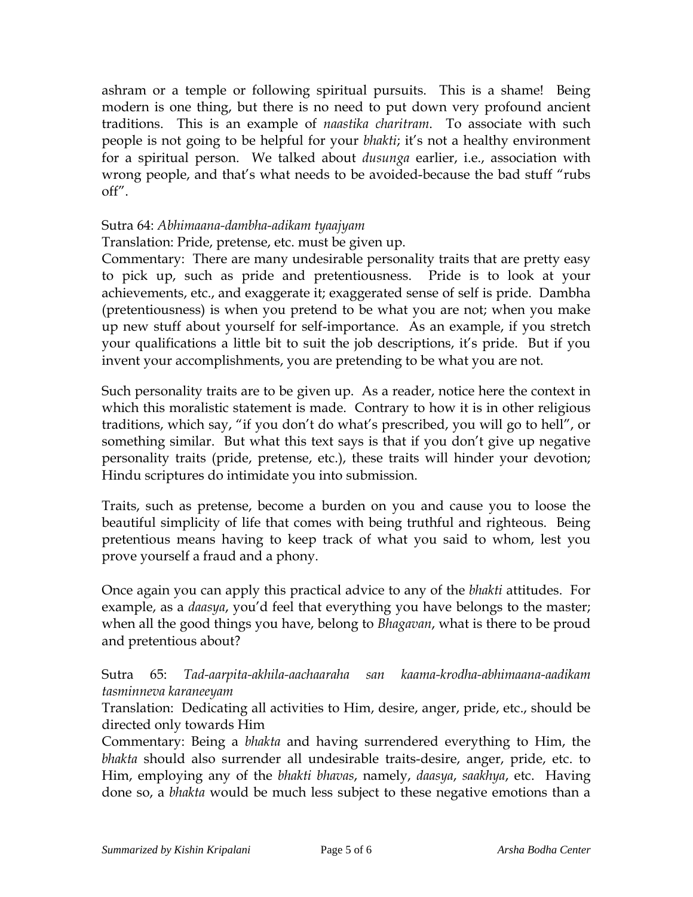ashram or a temple or following spiritual pursuits. This is a shame! Being modern is one thing, but there is no need to put down very profound ancient traditions. This is an example of *naastika charitram*. To associate with such people is not going to be helpful for your *bhakti*; it's not a healthy environment for a spiritual person. We talked about *dusunga* earlier, i.e., association with wrong people, and that's what needs to be avoided-because the bad stuff "rubs off".

Sutra 64: *Abhimaana-dambha-adikam tyaajyam*

Translation: Pride, pretense, etc. must be given up.

Commentary: There are many undesirable personality traits that are pretty easy to pick up, such as pride and pretentiousness. Pride is to look at your achievements, etc., and exaggerate it; exaggerated sense of self is pride. Dambha (pretentiousness) is when you pretend to be what you are not; when you make up new stuff about yourself for self-importance. As an example, if you stretch your qualifications a little bit to suit the job descriptions, it's pride. But if you invent your accomplishments, you are pretending to be what you are not.

Such personality traits are to be given up. As a reader, notice here the context in which this moralistic statement is made. Contrary to how it is in other religious traditions, which say, "if you don't do what's prescribed, you will go to hell", or something similar. But what this text says is that if you don't give up negative personality traits (pride, pretense, etc.), these traits will hinder your devotion; Hindu scriptures do intimidate you into submission.

Traits, such as pretense, become a burden on you and cause you to loose the beautiful simplicity of life that comes with being truthful and righteous. Being pretentious means having to keep track of what you said to whom, lest you prove yourself a fraud and a phony.

Once again you can apply this practical advice to any of the *bhakti* attitudes. For example, as a *daasya*, you'd feel that everything you have belongs to the master; when all the good things you have, belong to *Bhagavan*, what is there to be proud and pretentious about?

Sutra 65: *Tad-aarpita-akhila-aachaaraha san kaama-krodha-abhimaana-aadikam tasminneva karaneeyam*

Translation: Dedicating all activities to Him, desire, anger, pride, etc., should be directed only towards Him

Commentary: Being a *bhakta* and having surrendered everything to Him, the *bhakta* should also surrender all undesirable traits-desire, anger, pride, etc. to Him, employing any of the *bhakti bhavas*, namely, *daasya*, *saakhya*, etc. Having done so, a *bhakta* would be much less subject to these negative emotions than a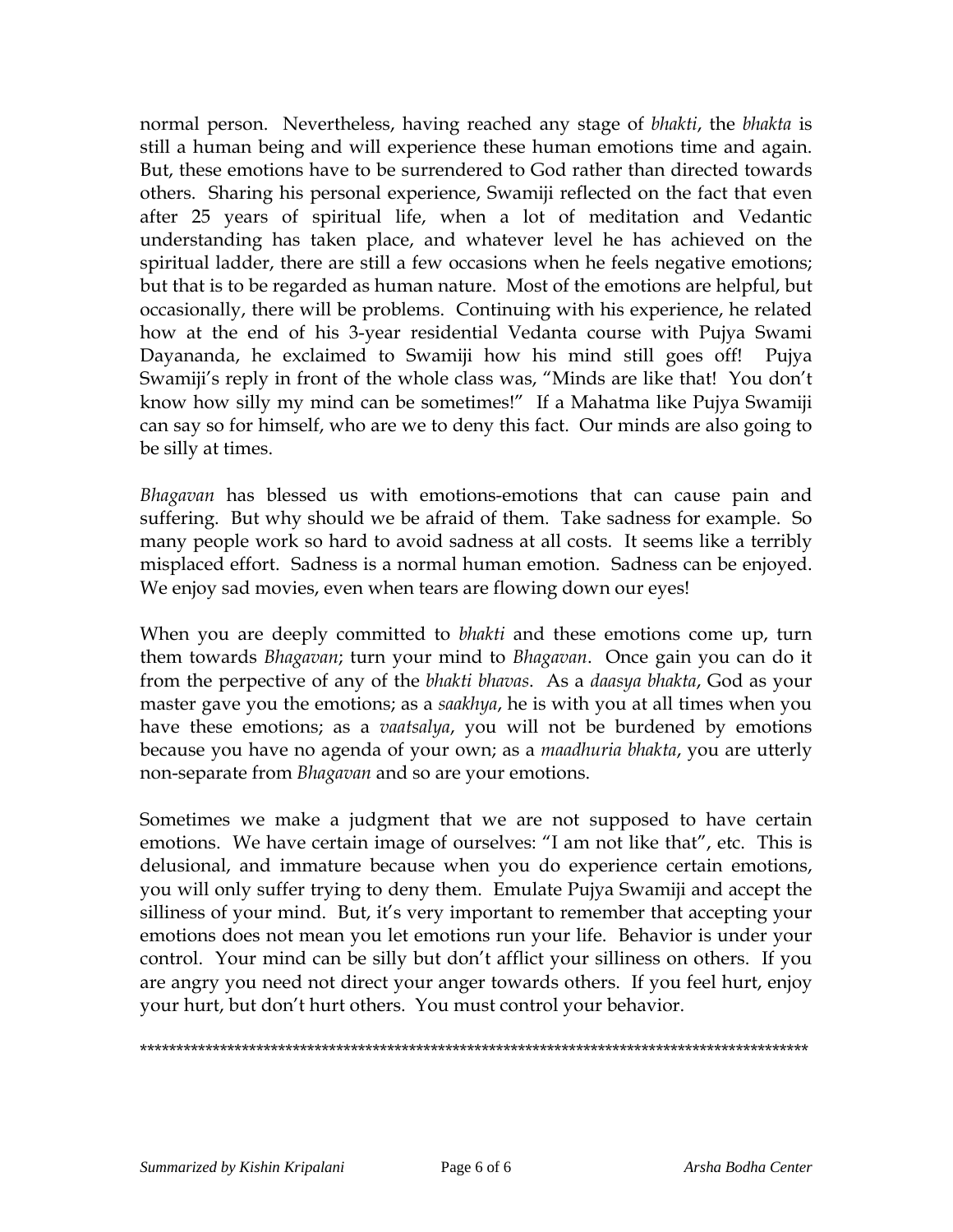normal person. Nevertheless, having reached any stage of *bhakti*, the *bhakta* is still a human being and will experience these human emotions time and again. But, these emotions have to be surrendered to God rather than directed towards others. Sharing his personal experience, Swamiji reflected on the fact that even after 25 years of spiritual life, when a lot of meditation and Vedantic understanding has taken place, and whatever level he has achieved on the spiritual ladder, there are still a few occasions when he feels negative emotions; but that is to be regarded as human nature. Most of the emotions are helpful, but occasionally, there will be problems. Continuing with his experience, he related how at the end of his 3-year residential Vedanta course with Pujya Swami Dayananda, he exclaimed to Swamiji how his mind still goes off! Pujya Swamiji's reply in front of the whole class was, "Minds are like that! You don't know how silly my mind can be sometimes!" If a Mahatma like Pujya Swamiji can say so for himself, who are we to deny this fact. Our minds are also going to be silly at times.

*Bhagavan* has blessed us with emotions-emotions that can cause pain and suffering. But why should we be afraid of them. Take sadness for example. So many people work so hard to avoid sadness at all costs. It seems like a terribly misplaced effort. Sadness is a normal human emotion. Sadness can be enjoyed. We enjoy sad movies, even when tears are flowing down our eyes!

When you are deeply committed to *bhakti* and these emotions come up, turn them towards *Bhagavan*; turn your mind to *Bhagavan*. Once gain you can do it from the perpective of any of the *bhakti bhavas*. As a *daasya bhakta*, God as your master gave you the emotions; as a *saakhya*, he is with you at all times when you have these emotions; as a *vaatsalya*, you will not be burdened by emotions because you have no agenda of your own; as a *maadhuria bhakta*, you are utterly non-separate from *Bhagavan* and so are your emotions.

Sometimes we make a judgment that we are not supposed to have certain emotions. We have certain image of ourselves: "I am not like that", etc. This is delusional, and immature because when you do experience certain emotions, you will only suffer trying to deny them. Emulate Pujya Swamiji and accept the silliness of your mind. But, it's very important to remember that accepting your emotions does not mean you let emotions run your life. Behavior is under your control. Your mind can be silly but don't afflict your silliness on others. If you are angry you need not direct your anger towards others. If you feel hurt, enjoy your hurt, but don't hurt others. You must control your behavior.

\*\*\*\*\*\*\*\*\*\*\*\*\*\*\*\*\*\*\*\*\*\*\*\*\*\*\*\*\*\*\*\*\*\*\*\*\*\*\*\*\*\*\*\*\*\*\*\*\*\*\*\*\*\*\*\*\*\*\*\*\*\*\*\*\*\*\*\*\*\*\*\*\*\*\*\*\*\*\*\*\*\*\*\*\*\*\*\*\*\*\*\*\*\*